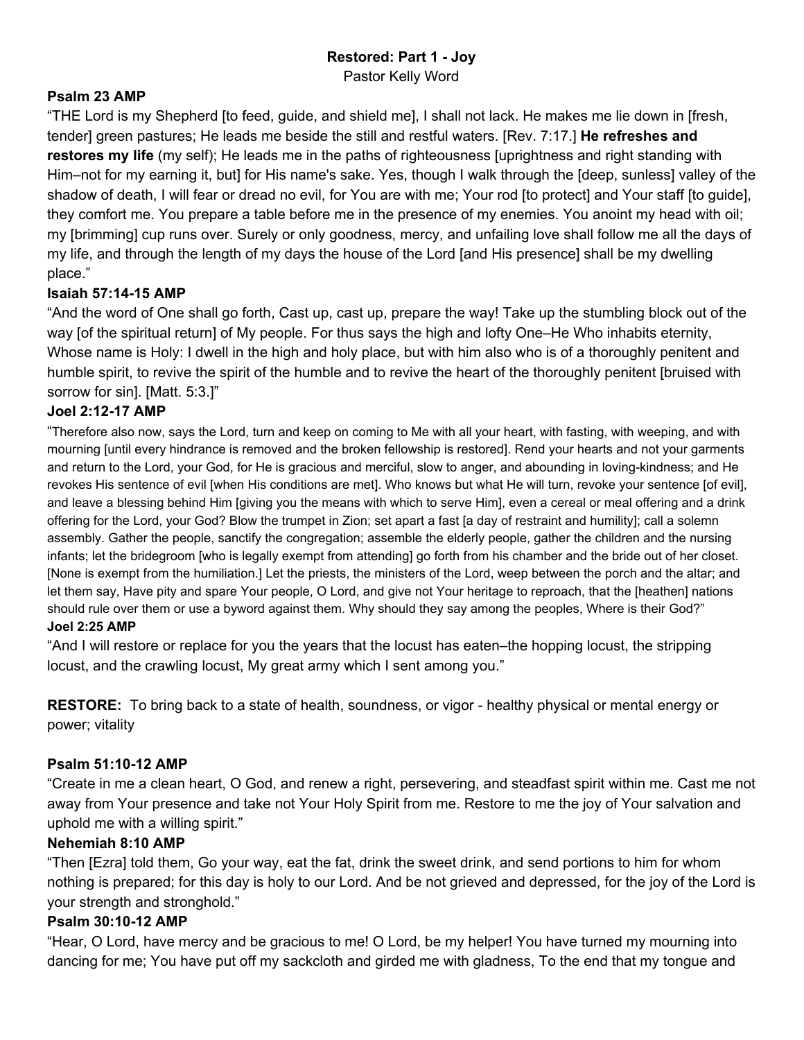**Restored: Part 1 - Joy**

Pastor Kelly Word

**Psalm 23 AMP**

"THE Lord is my Shepherd [to feed, guide, and shield me], I shall not lack. He makes me lie down in [fresh, tender] green pastures; He leads me beside the still and restful waters. [Rev. 7:17.] **He refreshes and restores my life** (my self); He leads me in the paths of righteousness [uprightness and right standing with Him–not for my earning it, but] for His name's sake. Yes, though I walk through the [deep, sunless] valley of the shadow of death, I will fear or dread no evil, for You are with me; Your rod [to protect] and Your staff [to guide], they comfort me. You prepare a table before me in the presence of my enemies. You anoint my head with oil; my [brimming] cup runs over. Surely or only goodness, mercy, and unfailing love shall follow me all the days of my life, and through the length of my days the house of the Lord [and His presence] shall be my dwelling place."

**Isaiah 57:14-15 AMP**

"And the word of One shall go forth, Cast up, cast up, prepare the way! Take up the stumbling block out of the way [of the spiritual return] of My people. For thus says the high and lofty One–He Who inhabits eternity, Whose name is Holy: I dwell in the high and holy place, but with him also who is of a thoroughly penitent and humble spirit, to revive the spirit of the humble and to revive the heart of the thoroughly penitent [bruised with sorrow for sin]. [Matt. 5:3.]"

**Joel 2:12-17 AMP**

"Therefore also now, says the Lord, turn and keep on coming to Me with all your heart, with fasting, with weeping, and with mourning [until every hindrance is removed and the broken fellowship is restored]. Rend your hearts and not your garments and return to the Lord, your God, for He is gracious and merciful, slow to anger, and abounding in loving-kindness; and He revokes His sentence of evil [when His conditions are met]. Who knows but what He will turn, revoke your sentence [of evil], and leave a blessing behind Him [giving you the means with which to serve Him], even a cereal or meal offering and a drink offering for the Lord, your God? Blow the trumpet in Zion; set apart a fast [a day of restraint and humility]; call a solemn assembly. Gather the people, sanctify the congregation; assemble the elderly people, gather the children and the nursing infants; let the bridegroom [who is legally exempt from attending] go forth from his chamber and the bride out of her closet. [None is exempt from the humiliation.] Let the priests, the ministers of the Lord, weep between the porch and the altar; and let them say, Have pity and spare Your people, O Lord, and give not Your heritage to reproach, that the [heathen] nations should rule over them or use a byword against them. Why should they say among the peoples, Where is their God?"

**Joel 2:25 AMP**

"And I will restore or replace for you the years that the locust has eaten–the hopping locust, the stripping locust, and the crawling locust, My great army which I sent among you."

**RESTORE:** To bring back to a state of health, soundness, or vigor - healthy physical or mental energy or power; vitality

**Psalm 51:10-12 AMP**

"Create in me a clean heart, O God, and renew a right, persevering, and steadfast spirit within me. Cast me not away from Your presence and take not Your Holy Spirit from me. Restore to me the joy of Your salvation and uphold me with a willing spirit."

**Nehemiah 8:10 AMP**

"Then [Ezra] told them, Go your way, eat the fat, drink the sweet drink, and send portions to him for whom nothing is prepared; for this day is holy to our Lord. And be not grieved and depressed, for the joy of the Lord is your strength and stronghold."

**Psalm 30:10-12 AMP**

"Hear, O Lord, have mercy and be gracious to me! O Lord, be my helper! You have turned my mourning into dancing for me; You have put off my sackcloth and girded me with gladness, To the end that my tongue and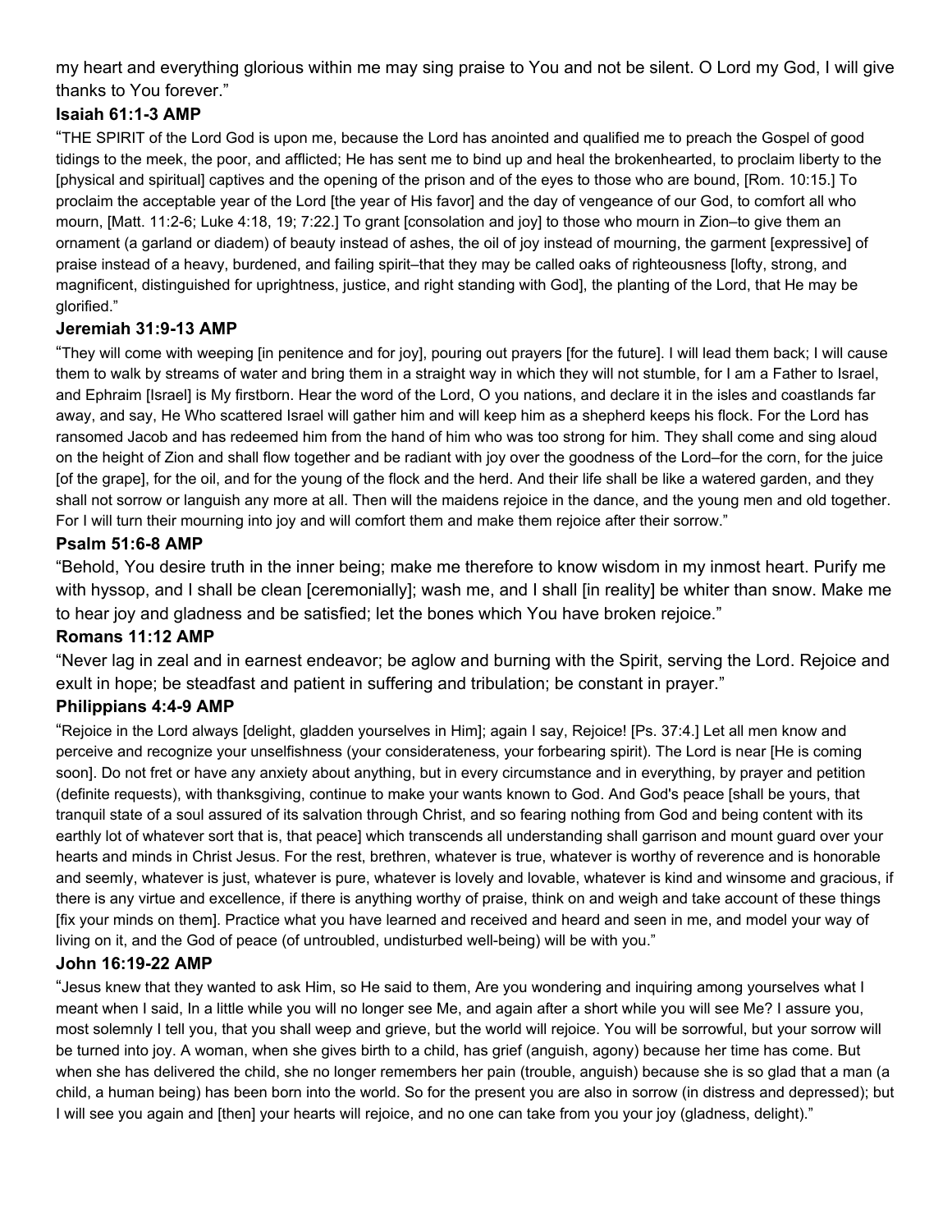my heart and everything glorious within me may sing praise to You and not be silent. O Lord my God, I will give thanks to You forever."

**Isaiah 61:1-3 AMP**

"THE SPIRIT of the Lord God is upon me, because the Lord has anointed and qualified me to preach the Gospel of good tidings to the meek, the poor, and afflicted; He has sent me to bind up and heal the brokenhearted, to proclaim liberty to the [physical and spiritual] captives and the opening of the prison and of the eyes to those who are bound, [Rom. 10:15.] To proclaim the acceptable year of the Lord [the year of His favor] and the day of vengeance of our God, to comfort all who mourn, [Matt. 11:2-6; Luke 4:18, 19; 7:22.] To grant [consolation and joy] to those who mourn in Zion–to give them an ornament (a garland or diadem) of beauty instead of ashes, the oil of joy instead of mourning, the garment [expressive] of praise instead of a heavy, burdened, and failing spirit–that they may be called oaks of righteousness [lofty, strong, and magnificent, distinguished for uprightness, justice, and right standing with God], the planting of the Lord, that He may be glorified."

**Jeremiah 31:9-13 AMP**

"They will come with weeping [in penitence and for joy], pouring out prayers [for the future]. I will lead them back; I will cause them to walk by streams of water and bring them in a straight way in which they will not stumble, for I am a Father to Israel, and Ephraim [Israel] is My firstborn. Hear the word of the Lord, O you nations, and declare it in the isles and coastlands far away, and say, He Who scattered Israel will gather him and will keep him as a shepherd keeps his flock. For the Lord has ransomed Jacob and has redeemed him from the hand of him who was too strong for him. They shall come and sing aloud on the height of Zion and shall flow together and be radiant with joy over the goodness of the Lord–for the corn, for the juice [of the grape], for the oil, and for the young of the flock and the herd. And their life shall be like a watered garden, and they shall not sorrow or languish any more at all. Then will the maidens rejoice in the dance, and the young men and old together. For I will turn their mourning into joy and will comfort them and make them rejoice after their sorrow."

**Psalm 51:6-8 AMP**

"Behold, You desire truth in the inner being; make me therefore to know wisdom in my inmost heart. Purify me with hyssop, and I shall be clean [ceremonially]; wash me, and I shall [in reality] be whiter than snow. Make me to hear joy and gladness and be satisfied; let the bones which You have broken rejoice."

**Romans 11:12 AMP**

"Never lag in zeal and in earnest endeavor; be aglow and burning with the Spirit, serving the Lord. Rejoice and exult in hope; be steadfast and patient in suffering and tribulation; be constant in prayer."

**Philippians 4:4-9 AMP**

"Rejoice in the Lord always [delight, gladden yourselves in Him]; again I say, Rejoice! [Ps. 37:4.] Let all men know and perceive and recognize your unselfishness (your considerateness, your forbearing spirit). The Lord is near [He is coming soon]. Do not fret or have any anxiety about anything, but in every circumstance and in everything, by prayer and petition (definite requests), with thanksgiving, continue to make your wants known to God. And God's peace [shall be yours, that tranquil state of a soul assured of its salvation through Christ, and so fearing nothing from God and being content with its earthly lot of whatever sort that is, that peace] which transcends all understanding shall garrison and mount guard over your hearts and minds in Christ Jesus. For the rest, brethren, whatever is true, whatever is worthy of reverence and is honorable and seemly, whatever is just, whatever is pure, whatever is lovely and lovable, whatever is kind and winsome and gracious, if there is any virtue and excellence, if there is anything worthy of praise, think on and weigh and take account of these things [fix your minds on them]. Practice what you have learned and received and heard and seen in me, and model your way of living on it, and the God of peace (of untroubled, undisturbed well-being) will be with you."

**John 16:19-22 AMP**

"Jesus knew that they wanted to ask Him, so He said to them, Are you wondering and inquiring among yourselves what I meant when I said, In a little while you will no longer see Me, and again after a short while you will see Me? I assure you, most solemnly I tell you, that you shall weep and grieve, but the world will rejoice. You will be sorrowful, but your sorrow will be turned into joy. A woman, when she gives birth to a child, has grief (anguish, agony) because her time has come. But when she has delivered the child, she no longer remembers her pain (trouble, anguish) because she is so glad that a man (a child, a human being) has been born into the world. So for the present you are also in sorrow (in distress and depressed); but I will see you again and [then] your hearts will rejoice, and no one can take from you your joy (gladness, delight)."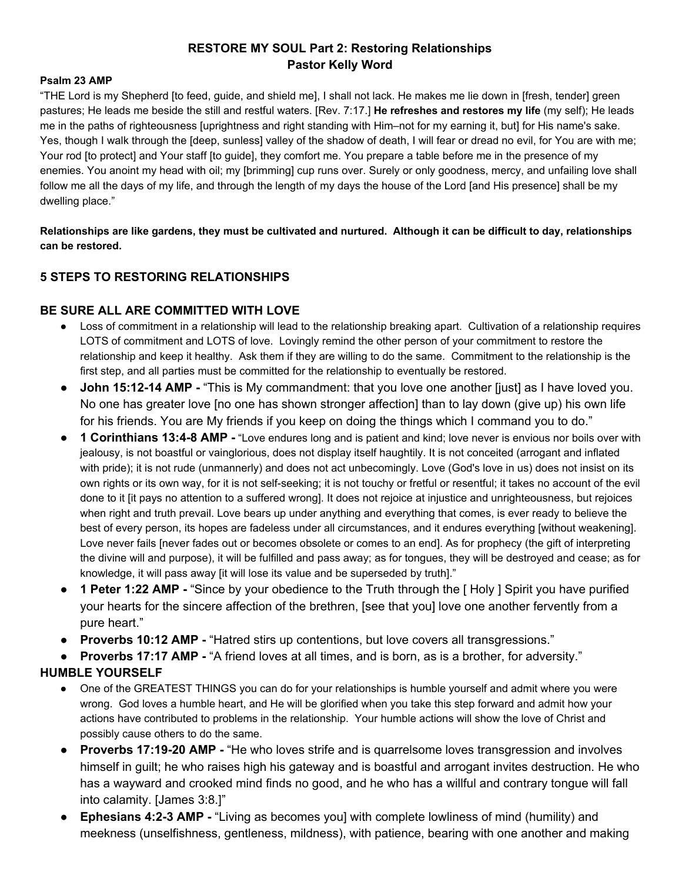**RESTORE MY SOUL Part 2: Restoring Relationships**
**Pastor Kelly Word**

**Psalm 23 AMP**

"THE Lord is my Shepherd [to feed, guide, and shield me], I shall not lack. He makes me lie down in [fresh, tender] green pastures; He leads me beside the still and restful waters. [Rev. 7:17.] **He refreshes and restores my life** (my self); He leads me in the paths of righteousness [uprightness and right standing with Him–not for my earning it, but] for His name's sake. Yes, though I walk through the [deep, sunless] valley of the shadow of death, I will fear or dread no evil, for You are with me; Your rod [to protect] and Your staff [to guide], they comfort me. You prepare a table before me in the presence of my enemies. You anoint my head with oil; my [brimming] cup runs over. Surely or only goodness, mercy, and unfailing love shall follow me all the days of my life, and through the length of my days the house of the Lord [and His presence] shall be my dwelling place."

**Relationships are like gardens, they must be cultivated and nurtured. Although it can be difficult to day, relationships can be restored.**

## 5 STEPS TO RESTORING RELATIONSHIPS

### BE SURE ALL ARE COMMITTED WITH LOVE

- Loss of commitment in a relationship will lead to the relationship breaking apart. Cultivation of a relationship requires LOTS of commitment and LOTS of love. Lovingly remind the other person of your commitment to restore the relationship and keep it healthy. Ask them if they are willing to do the same. Commitment to the relationship is the first step, and all parties must be committed for the relationship to eventually be restored.
- **John 15:12-14 AMP -** "This is My commandment: that you love one another [just] as I have loved you. No one has greater love [no one has shown stronger affection] than to lay down (give up) his own life for his friends. You are My friends if you keep on doing the things which I command you to do."
- **1 Corinthians 13:4-8 AMP -** "Love endures long and is patient and kind; love never is envious nor boils over with jealousy, is not boastful or vainglorious, does not display itself haughtily. It is not conceited (arrogant and inflated with pride); it is not rude (unmannerly) and does not act unbecomingly. Love (God's love in us) does not insist on its own rights or its own way, for it is not self-seeking; it is not touchy or fretful or resentful; it takes no account of the evil done to it [it pays no attention to a suffered wrong]. It does not rejoice at injustice and unrighteousness, but rejoices when right and truth prevail. Love bears up under anything and everything that comes, is ever ready to believe the best of every person, its hopes are fadeless under all circumstances, and it endures everything [without weakening]. Love never fails [never fades out or becomes obsolete or comes to an end]. As for prophecy (the gift of interpreting the divine will and purpose), it will be fulfilled and pass away; as for tongues, they will be destroyed and cease; as for knowledge, it will pass away [it will lose its value and be superseded by truth]."
- **1 Peter 1:22 AMP -** "Since by your obedience to the Truth through the [ Holy ] Spirit you have purified your hearts for the sincere affection of the brethren, [see that you] love one another fervently from a pure heart."
- **Proverbs 10:12 AMP -** "Hatred stirs up contentions, but love covers all transgressions."
- **Proverbs 17:17 AMP -** "A friend loves at all times, and is born, as is a brother, for adversity."

### HUMBLE YOURSELF

- One of the GREATEST THINGS you can do for your relationships is humble yourself and admit where you were wrong. God loves a humble heart, and He will be glorified when you take this step forward and admit how your actions have contributed to problems in the relationship. Your humble actions will show the love of Christ and possibly cause others to do the same.
- **Proverbs 17:19-20 AMP -** "He who loves strife and is quarrelsome loves transgression and involves himself in guilt; he who raises high his gateway and is boastful and arrogant invites destruction. He who has a wayward and crooked mind finds no good, and he who has a willful and contrary tongue will fall into calamity. [James 3:8.]"
- **Ephesians 4:2-3 AMP -** "Living as becomes you] with complete lowliness of mind (humility) and meekness (unselfishness, gentleness, mildness), with patience, bearing with one another and making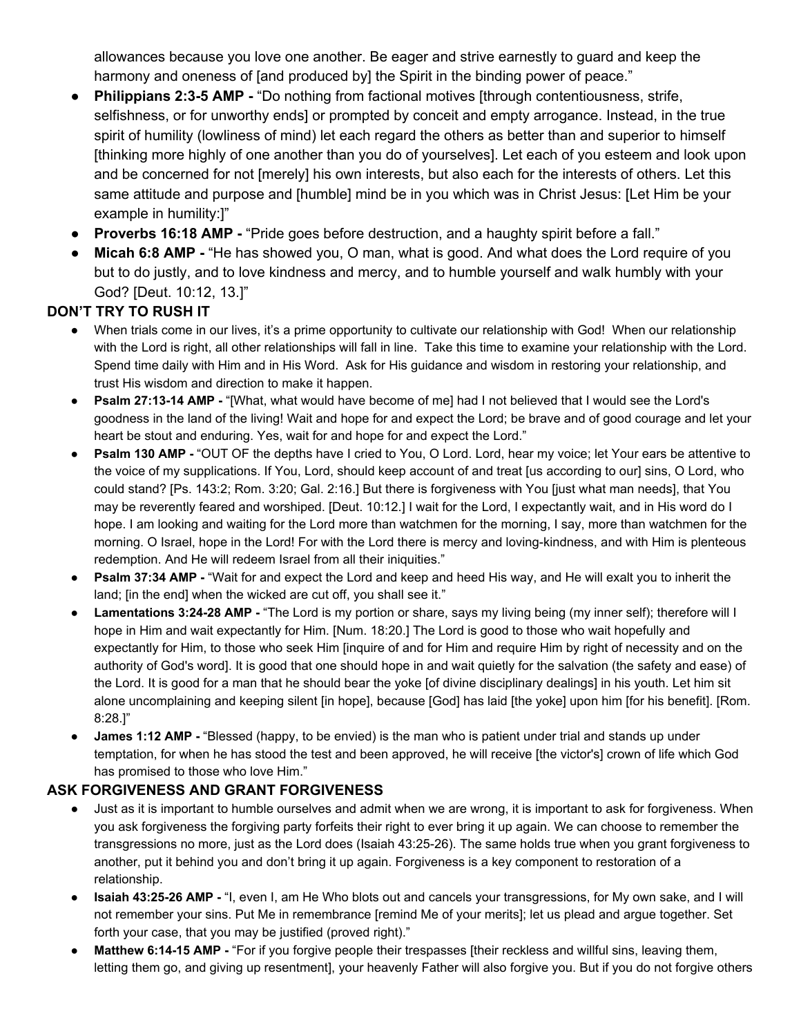allowances because you love one another. Be eager and strive earnestly to guard and keep the harmony and oneness of [and produced by] the Spirit in the binding power of peace."

- **Philippians 2:3-5 AMP -** "Do nothing from factional motives [through contentiousness, strife, selfishness, or for unworthy ends] or prompted by conceit and empty arrogance. Instead, in the true spirit of humility (lowliness of mind) let each regard the others as better than and superior to himself [thinking more highly of one another than you do of yourselves]. Let each of you esteem and look upon and be concerned for not [merely] his own interests, but also each for the interests of others. Let this same attitude and purpose and [humble] mind be in you which was in Christ Jesus: [Let Him be your example in humility:]"
- **Proverbs 16:18 AMP -** "Pride goes before destruction, and a haughty spirit before a fall."
- **Micah 6:8 AMP -** "He has showed you, O man, what is good. And what does the Lord require of you but to do justly, and to love kindness and mercy, and to humble yourself and walk humbly with your God? [Deut. 10:12, 13.]"

**DON'T TRY TO RUSH IT**

- When trials come in our lives, it's a prime opportunity to cultivate our relationship with God! When our relationship with the Lord is right, all other relationships will fall in line. Take this time to examine your relationship with the Lord. Spend time daily with Him and in His Word. Ask for His guidance and wisdom in restoring your relationship, and trust His wisdom and direction to make it happen.
- **Psalm 27:13-14 AMP -** "[What, what would have become of me] had I not believed that I would see the Lord's goodness in the land of the living! Wait and hope for and expect the Lord; be brave and of good courage and let your heart be stout and enduring. Yes, wait for and hope for and expect the Lord."
- **Psalm 130 AMP -** "OUT OF the depths have I cried to You, O Lord. Lord, hear my voice; let Your ears be attentive to the voice of my supplications. If You, Lord, should keep account of and treat [us according to our] sins, O Lord, who could stand? [Ps. 143:2; Rom. 3:20; Gal. 2:16.] But there is forgiveness with You [just what man needs], that You may be reverently feared and worshiped. [Deut. 10:12.] I wait for the Lord, I expectantly wait, and in His word do I hope. I am looking and waiting for the Lord more than watchmen for the morning, I say, more than watchmen for the morning. O Israel, hope in the Lord! For with the Lord there is mercy and loving-kindness, and with Him is plenteous redemption. And He will redeem Israel from all their iniquities."
- **Psalm 37:34 AMP -** "Wait for and expect the Lord and keep and heed His way, and He will exalt you to inherit the land; [in the end] when the wicked are cut off, you shall see it."
- **Lamentations 3:24-28 AMP -** "The Lord is my portion or share, says my living being (my inner self); therefore will I hope in Him and wait expectantly for Him. [Num. 18:20.] The Lord is good to those who wait hopefully and expectantly for Him, to those who seek Him [inquire of and for Him and require Him by right of necessity and on the authority of God's word]. It is good that one should hope in and wait quietly for the salvation (the safety and ease) of the Lord. It is good for a man that he should bear the yoke [of divine disciplinary dealings] in his youth. Let him sit alone uncomplaining and keeping silent [in hope], because [God] has laid [the yoke] upon him [for his benefit]. [Rom. 8:28.]"
- **James 1:12 AMP -** "Blessed (happy, to be envied) is the man who is patient under trial and stands up under temptation, for when he has stood the test and been approved, he will receive [the victor's] crown of life which God has promised to those who love Him."

**ASK FORGIVENESS AND GRANT FORGIVENESS**

- Just as it is important to humble ourselves and admit when we are wrong, it is important to ask for forgiveness. When you ask forgiveness the forgiving party forfeits their right to ever bring it up again. We can choose to remember the transgressions no more, just as the Lord does (Isaiah 43:25-26). The same holds true when you grant forgiveness to another, put it behind you and don't bring it up again. Forgiveness is a key component to restoration of a relationship.
- **Isaiah 43:25-26 AMP -** "I, even I, am He Who blots out and cancels your transgressions, for My own sake, and I will not remember your sins. Put Me in remembrance [remind Me of your merits]; let us plead and argue together. Set forth your case, that you may be justified (proved right)."
- **Matthew 6:14-15 AMP -** "For if you forgive people their trespasses [their reckless and willful sins, leaving them, letting them go, and giving up resentment], your heavenly Father will also forgive you. But if you do not forgive others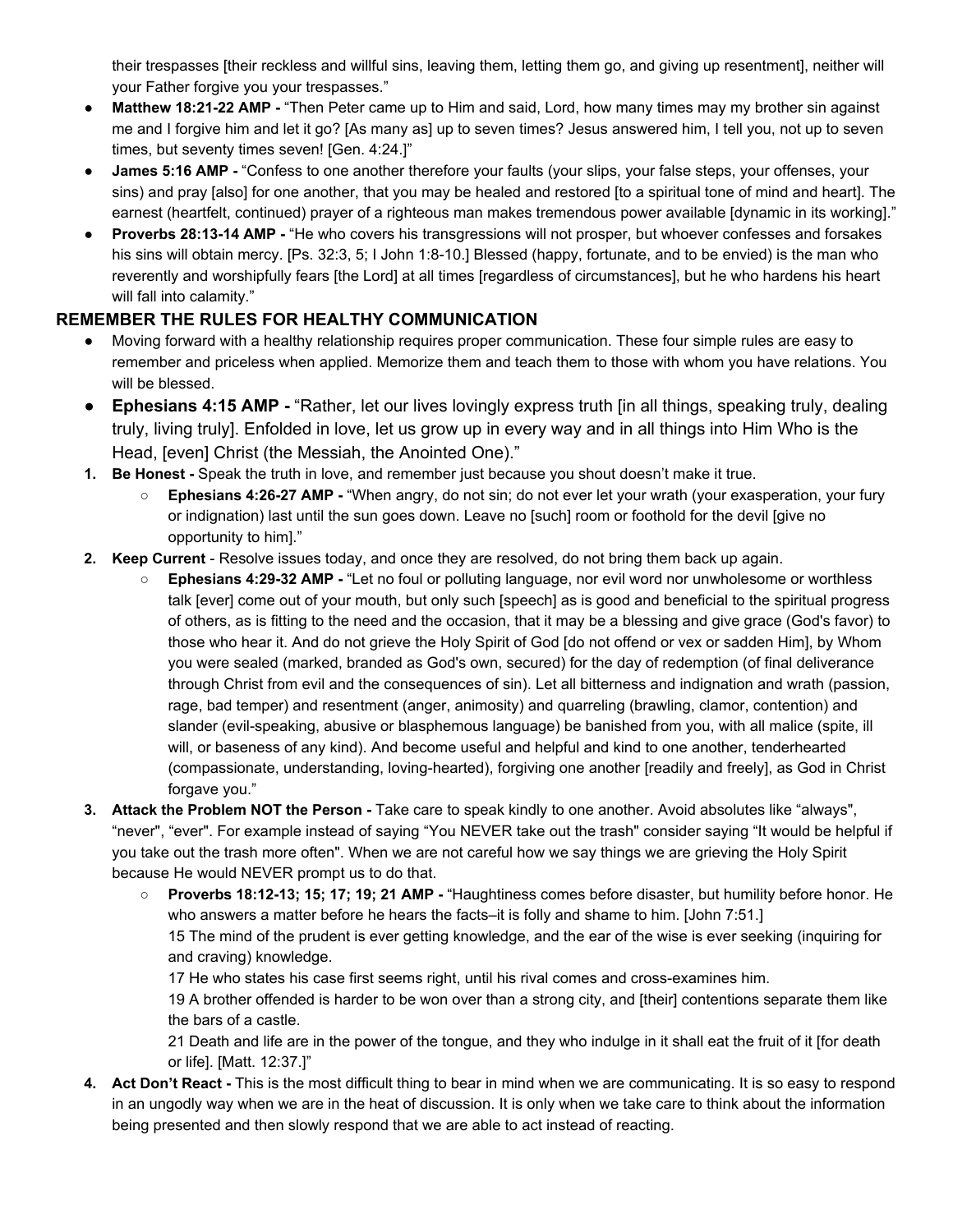their trespasses [their reckless and willful sins, leaving them, letting them go, and giving up resentment], neither will your Father forgive you your trespasses."

- **Matthew 18:21-22 AMP -** "Then Peter came up to Him and said, Lord, how many times may my brother sin against me and I forgive him and let it go? [As many as] up to seven times? Jesus answered him, I tell you, not up to seven times, but seventy times seven! [Gen. 4:24.]"
- **James 5:16 AMP -** "Confess to one another therefore your faults (your slips, your false steps, your offenses, your sins) and pray [also] for one another, that you may be healed and restored [to a spiritual tone of mind and heart]. The earnest (heartfelt, continued) prayer of a righteous man makes tremendous power available [dynamic in its working]."
- **Proverbs 28:13-14 AMP -** "He who covers his transgressions will not prosper, but whoever confesses and forsakes his sins will obtain mercy. [Ps. 32:3, 5; I John 1:8-10.] Blessed (happy, fortunate, and to be envied) is the man who reverently and worshipfully fears [the Lord] at all times [regardless of circumstances], but he who hardens his heart will fall into calamity."

## REMEMBER THE RULES FOR HEALTHY COMMUNICATION

- Moving forward with a healthy relationship requires proper communication. These four simple rules are easy to remember and priceless when applied. Memorize them and teach them to those with whom you have relations. You will be blessed.
- **Ephesians 4:15 AMP -** "Rather, let our lives lovingly express truth [in all things, speaking truly, dealing truly, living truly]. Enfolded in love, let us grow up in every way and in all things into Him Who is the Head, [even] Christ (the Messiah, the Anointed One)."

1. **Be Honest -** Speak the truth in love, and remember just because you shout doesn't make it true.
   - **Ephesians 4:26-27 AMP -** "When angry, do not sin; do not ever let your wrath (your exasperation, your fury or indignation) last until the sun goes down. Leave no [such] room or foothold for the devil [give no opportunity to him]."
2. **Keep Current** - Resolve issues today, and once they are resolved, do not bring them back up again.
   - **Ephesians 4:29-32 AMP -** "Let no foul or polluting language, nor evil word nor unwholesome or worthless talk [ever] come out of your mouth, but only such [speech] as is good and beneficial to the spiritual progress of others, as is fitting to the need and the occasion, that it may be a blessing and give grace (God's favor) to those who hear it. And do not grieve the Holy Spirit of God [do not offend or vex or sadden Him], by Whom you were sealed (marked, branded as God's own, secured) for the day of redemption (of final deliverance through Christ from evil and the consequences of sin). Let all bitterness and indignation and wrath (passion, rage, bad temper) and resentment (anger, animosity) and quarreling (brawling, clamor, contention) and slander (evil-speaking, abusive or blasphemous language) be banished from you, with all malice (spite, ill will, or baseness of any kind). And become useful and helpful and kind to one another, tenderhearted (compassionate, understanding, loving-hearted), forgiving one another [readily and freely], as God in Christ forgave you."
3. **Attack the Problem NOT the Person -** Take care to speak kindly to one another. Avoid absolutes like "always", "never", "ever". For example instead of saying "You NEVER take out the trash" consider saying "It would be helpful if you take out the trash more often". When we are not careful how we say things we are grieving the Holy Spirit because He would NEVER prompt us to do that.
   - **Proverbs 18:12-13; 15; 17; 19; 21 AMP -** "Haughtiness comes before disaster, but humility before honor. He who answers a matter before he hears the facts–it is folly and shame to him. [John 7:51.]
     15 The mind of the prudent is ever getting knowledge, and the ear of the wise is ever seeking (inquiring for and craving) knowledge.
     17 He who states his case first seems right, until his rival comes and cross-examines him.
     19 A brother offended is harder to be won over than a strong city, and [their] contentions separate them like the bars of a castle.
     21 Death and life are in the power of the tongue, and they who indulge in it shall eat the fruit of it [for death or life]. [Matt. 12:37.]"
4. **Act Don't React -** This is the most difficult thing to bear in mind when we are communicating. It is so easy to respond in an ungodly way when we are in the heat of discussion. It is only when we take care to think about the information being presented and then slowly respond that we are able to act instead of reacting.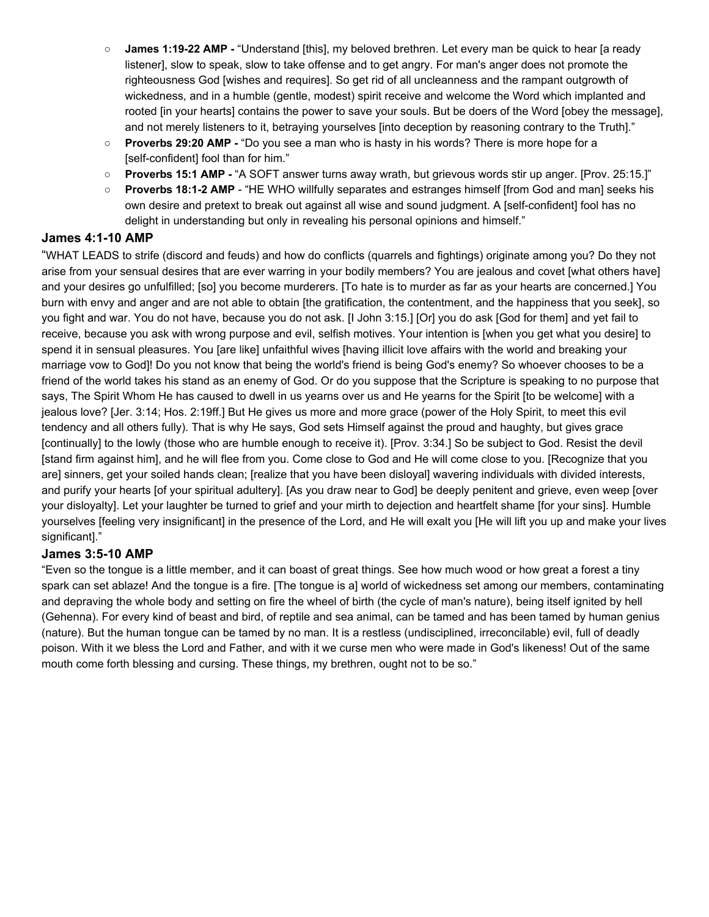- **James 1:19-22 AMP -** "Understand [this], my beloved brethren. Let every man be quick to hear [a ready listener], slow to speak, slow to take offense and to get angry. For man's anger does not promote the righteousness God [wishes and requires]. So get rid of all uncleanness and the rampant outgrowth of wickedness, and in a humble (gentle, modest) spirit receive and welcome the Word which implanted and rooted [in your hearts] contains the power to save your souls. But be doers of the Word [obey the message], and not merely listeners to it, betraying yourselves [into deception by reasoning contrary to the Truth]."
- **Proverbs 29:20 AMP -** "Do you see a man who is hasty in his words? There is more hope for a [self-confident] fool than for him."
- **Proverbs 15:1 AMP -** "A SOFT answer turns away wrath, but grievous words stir up anger. [Prov. 25:15.]"
- **Proverbs 18:1-2 AMP** - "HE WHO willfully separates and estranges himself [from God and man] seeks his own desire and pretext to break out against all wise and sound judgment. A [self-confident] fool has no delight in understanding but only in revealing his personal opinions and himself."

### James 4:1-10 AMP

"WHAT LEADS to strife (discord and feuds) and how do conflicts (quarrels and fightings) originate among you? Do they not arise from your sensual desires that are ever warring in your bodily members? You are jealous and covet [what others have] and your desires go unfulfilled; [so] you become murderers. [To hate is to murder as far as your hearts are concerned.] You burn with envy and anger and are not able to obtain [the gratification, the contentment, and the happiness that you seek], so you fight and war. You do not have, because you do not ask. [I John 3:15.] [Or] you do ask [God for them] and yet fail to receive, because you ask with wrong purpose and evil, selfish motives. Your intention is [when you get what you desire] to spend it in sensual pleasures. You [are like] unfaithful wives [having illicit love affairs with the world and breaking your marriage vow to God]! Do you not know that being the world's friend is being God's enemy? So whoever chooses to be a friend of the world takes his stand as an enemy of God. Or do you suppose that the Scripture is speaking to no purpose that says, The Spirit Whom He has caused to dwell in us yearns over us and He yearns for the Spirit [to be welcome] with a jealous love? [Jer. 3:14; Hos. 2:19ff.] But He gives us more and more grace (power of the Holy Spirit, to meet this evil tendency and all others fully). That is why He says, God sets Himself against the proud and haughty, but gives grace [continually] to the lowly (those who are humble enough to receive it). [Prov. 3:34.] So be subject to God. Resist the devil [stand firm against him], and he will flee from you. Come close to God and He will come close to you. [Recognize that you are] sinners, get your soiled hands clean; [realize that you have been disloyal] wavering individuals with divided interests, and purify your hearts [of your spiritual adultery]. [As you draw near to God] be deeply penitent and grieve, even weep [over your disloyalty]. Let your laughter be turned to grief and your mirth to dejection and heartfelt shame [for your sins]. Humble yourselves [feeling very insignificant] in the presence of the Lord, and He will exalt you [He will lift you up and make your lives significant]."

### James 3:5-10 AMP

"Even so the tongue is a little member, and it can boast of great things. See how much wood or how great a forest a tiny spark can set ablaze! And the tongue is a fire. [The tongue is a] world of wickedness set among our members, contaminating and depraving the whole body and setting on fire the wheel of birth (the cycle of man's nature), being itself ignited by hell (Gehenna). For every kind of beast and bird, of reptile and sea animal, can be tamed and has been tamed by human genius (nature). But the human tongue can be tamed by no man. It is a restless (undisciplined, irreconcilable) evil, full of deadly poison. With it we bless the Lord and Father, and with it we curse men who were made in God's likeness! Out of the same mouth come forth blessing and cursing. These things, my brethren, ought not to be so."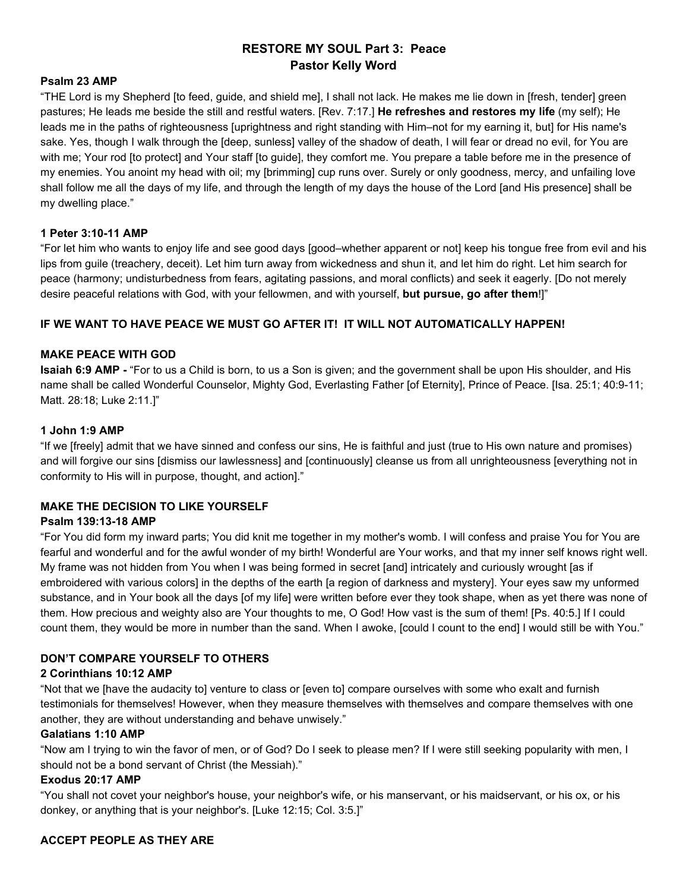# RESTORE MY SOUL Part 3: Peace
## Pastor Kelly Word

**Psalm 23 AMP**

"THE Lord is my Shepherd [to feed, guide, and shield me], I shall not lack. He makes me lie down in [fresh, tender] green pastures; He leads me beside the still and restful waters. [Rev. 7:17.] **He refreshes and restores my life** (my self); He leads me in the paths of righteousness [uprightness and right standing with Him–not for my earning it, but] for His name's sake. Yes, though I walk through the [deep, sunless] valley of the shadow of death, I will fear or dread no evil, for You are with me; Your rod [to protect] and Your staff [to guide], they comfort me. You prepare a table before me in the presence of my enemies. You anoint my head with oil; my [brimming] cup runs over. Surely or only goodness, mercy, and unfailing love shall follow me all the days of my life, and through the length of my days the house of the Lord [and His presence] shall be my dwelling place."

**1 Peter 3:10-11 AMP**

"For let him who wants to enjoy life and see good days [good–whether apparent or not] keep his tongue free from evil and his lips from guile (treachery, deceit). Let him turn away from wickedness and shun it, and let him do right. Let him search for peace (harmony; undisturbedness from fears, agitating passions, and moral conflicts) and seek it eagerly. [Do not merely desire peaceful relations with God, with your fellowmen, and with yourself, **but pursue, go after them**!]"

**IF WE WANT TO HAVE PEACE WE MUST GO AFTER IT! IT WILL NOT AUTOMATICALLY HAPPEN!**

**MAKE PEACE WITH GOD**

**Isaiah 6:9 AMP -** "For to us a Child is born, to us a Son is given; and the government shall be upon His shoulder, and His name shall be called Wonderful Counselor, Mighty God, Everlasting Father [of Eternity], Prince of Peace. [Isa. 25:1; 40:9-11; Matt. 28:18; Luke 2:11.]"

**1 John 1:9 AMP**

"If we [freely] admit that we have sinned and confess our sins, He is faithful and just (true to His own nature and promises) and will forgive our sins [dismiss our lawlessness] and [continuously] cleanse us from all unrighteousness [everything not in conformity to His will in purpose, thought, and action]."

**MAKE THE DECISION TO LIKE YOURSELF**

**Psalm 139:13-18 AMP**

"For You did form my inward parts; You did knit me together in my mother's womb. I will confess and praise You for You are fearful and wonderful and for the awful wonder of my birth! Wonderful are Your works, and that my inner self knows right well. My frame was not hidden from You when I was being formed in secret [and] intricately and curiously wrought [as if embroidered with various colors] in the depths of the earth [a region of darkness and mystery]. Your eyes saw my unformed substance, and in Your book all the days [of my life] were written before ever they took shape, when as yet there was none of them. How precious and weighty also are Your thoughts to me, O God! How vast is the sum of them! [Ps. 40:5.] If I could count them, they would be more in number than the sand. When I awoke, [could I count to the end] I would still be with You."

**DON'T COMPARE YOURSELF TO OTHERS**

**2 Corinthians 10:12 AMP**

"Not that we [have the audacity to] venture to class or [even to] compare ourselves with some who exalt and furnish testimonials for themselves! However, when they measure themselves with themselves and compare themselves with one another, they are without understanding and behave unwisely."

**Galatians 1:10 AMP**

"Now am I trying to win the favor of men, or of God? Do I seek to please men? If I were still seeking popularity with men, I should not be a bond servant of Christ (the Messiah)."

**Exodus 20:17 AMP**

"You shall not covet your neighbor's house, your neighbor's wife, or his manservant, or his maidservant, or his ox, or his donkey, or anything that is your neighbor's. [Luke 12:15; Col. 3:5.]"

**ACCEPT PEOPLE AS THEY ARE**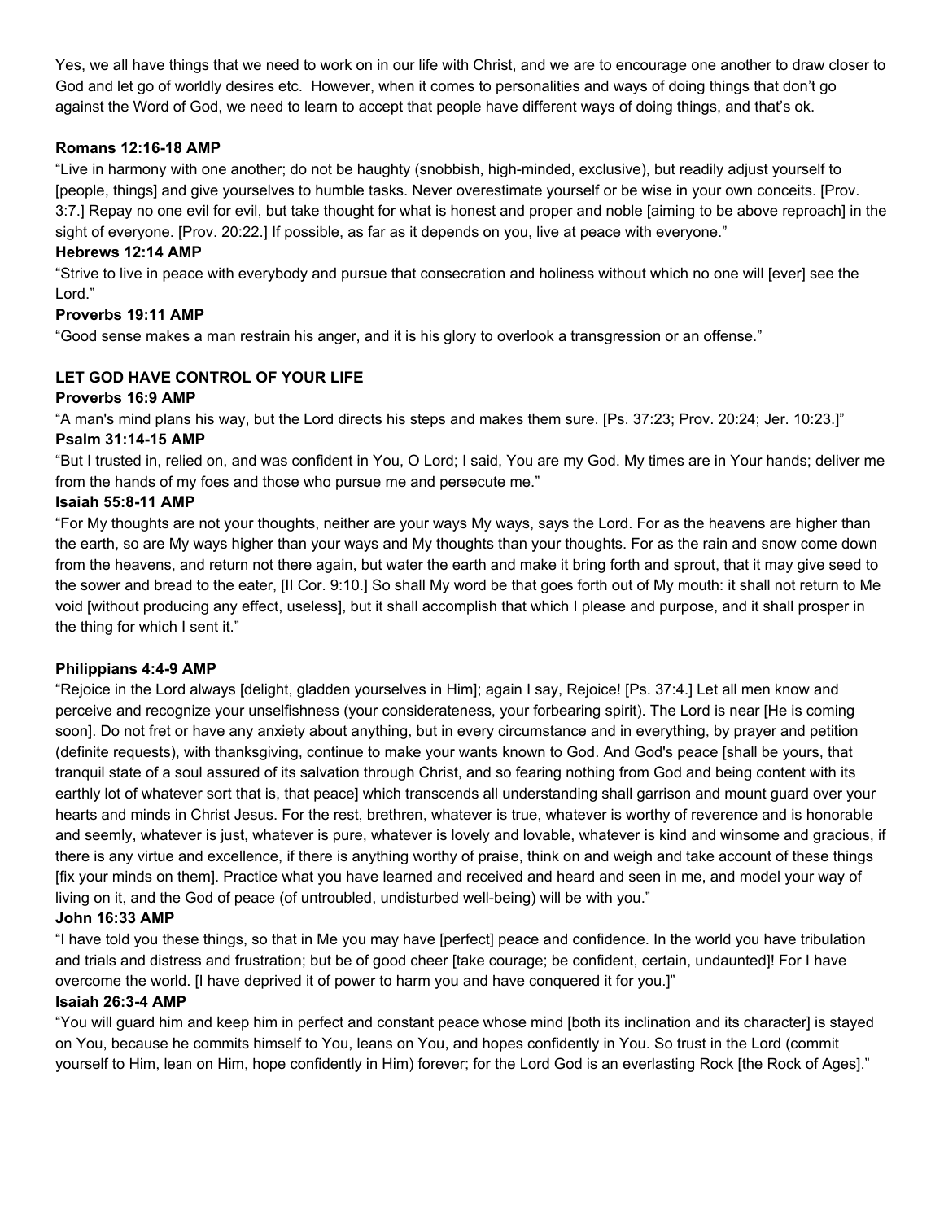Yes, we all have things that we need to work on in our life with Christ, and we are to encourage one another to draw closer to God and let go of worldly desires etc. However, when it comes to personalities and ways of doing things that don't go against the Word of God, we need to learn to accept that people have different ways of doing things, and that's ok.

**Romans 12:16-18 AMP**

"Live in harmony with one another; do not be haughty (snobbish, high-minded, exclusive), but readily adjust yourself to [people, things] and give yourselves to humble tasks. Never overestimate yourself or be wise in your own conceits. [Prov. 3:7.] Repay no one evil for evil, but take thought for what is honest and proper and noble [aiming to be above reproach] in the sight of everyone. [Prov. 20:22.] If possible, as far as it depends on you, live at peace with everyone."

**Hebrews 12:14 AMP**

"Strive to live in peace with everybody and pursue that consecration and holiness without which no one will [ever] see the Lord."

**Proverbs 19:11 AMP**

"Good sense makes a man restrain his anger, and it is his glory to overlook a transgression or an offense."

**LET GOD HAVE CONTROL OF YOUR LIFE**

**Proverbs 16:9 AMP**

"A man's mind plans his way, but the Lord directs his steps and makes them sure. [Ps. 37:23; Prov. 20:24; Jer. 10:23.]"

**Psalm 31:14-15 AMP**

"But I trusted in, relied on, and was confident in You, O Lord; I said, You are my God. My times are in Your hands; deliver me from the hands of my foes and those who pursue me and persecute me."

**Isaiah 55:8-11 AMP**

"For My thoughts are not your thoughts, neither are your ways My ways, says the Lord. For as the heavens are higher than the earth, so are My ways higher than your ways and My thoughts than your thoughts. For as the rain and snow come down from the heavens, and return not there again, but water the earth and make it bring forth and sprout, that it may give seed to the sower and bread to the eater, [II Cor. 9:10.] So shall My word be that goes forth out of My mouth: it shall not return to Me void [without producing any effect, useless], but it shall accomplish that which I please and purpose, and it shall prosper in the thing for which I sent it."

**Philippians 4:4-9 AMP**

"Rejoice in the Lord always [delight, gladden yourselves in Him]; again I say, Rejoice! [Ps. 37:4.] Let all men know and perceive and recognize your unselfishness (your considerateness, your forbearing spirit). The Lord is near [He is coming soon]. Do not fret or have any anxiety about anything, but in every circumstance and in everything, by prayer and petition (definite requests), with thanksgiving, continue to make your wants known to God. And God's peace [shall be yours, that tranquil state of a soul assured of its salvation through Christ, and so fearing nothing from God and being content with its earthly lot of whatever sort that is, that peace] which transcends all understanding shall garrison and mount guard over your hearts and minds in Christ Jesus. For the rest, brethren, whatever is true, whatever is worthy of reverence and is honorable and seemly, whatever is just, whatever is pure, whatever is lovely and lovable, whatever is kind and winsome and gracious, if there is any virtue and excellence, if there is anything worthy of praise, think on and weigh and take account of these things [fix your minds on them]. Practice what you have learned and received and heard and seen in me, and model your way of living on it, and the God of peace (of untroubled, undisturbed well-being) will be with you."

**John 16:33 AMP**

"I have told you these things, so that in Me you may have [perfect] peace and confidence. In the world you have tribulation and trials and distress and frustration; but be of good cheer [take courage; be confident, certain, undaunted]! For I have overcome the world. [I have deprived it of power to harm you and have conquered it for you.]"

**Isaiah 26:3-4 AMP**

"You will guard him and keep him in perfect and constant peace whose mind [both its inclination and its character] is stayed on You, because he commits himself to You, leans on You, and hopes confidently in You. So trust in the Lord (commit yourself to Him, lean on Him, hope confidently in Him) forever; for the Lord God is an everlasting Rock [the Rock of Ages]."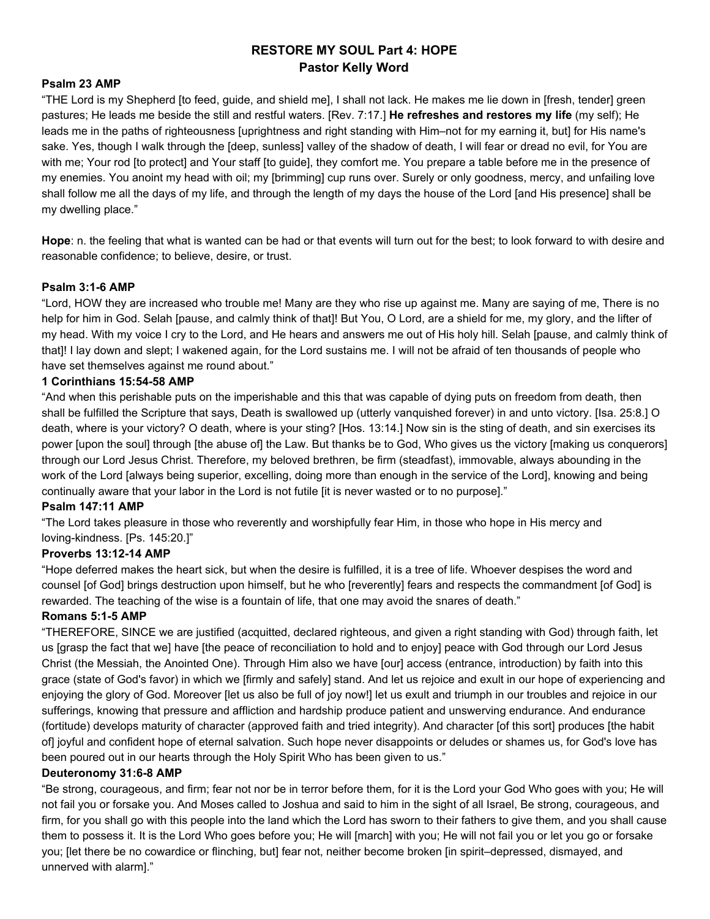# RESTORE MY SOUL Part 4: HOPE
## Pastor Kelly Word

**Psalm 23 AMP**

"THE Lord is my Shepherd [to feed, guide, and shield me], I shall not lack. He makes me lie down in [fresh, tender] green pastures; He leads me beside the still and restful waters. [Rev. 7:17.] **He refreshes and restores my life** (my self); He leads me in the paths of righteousness [uprightness and right standing with Him–not for my earning it, but] for His name's sake. Yes, though I walk through the [deep, sunless] valley of the shadow of death, I will fear or dread no evil, for You are with me; Your rod [to protect] and Your staff [to guide], they comfort me. You prepare a table before me in the presence of my enemies. You anoint my head with oil; my [brimming] cup runs over. Surely or only goodness, mercy, and unfailing love shall follow me all the days of my life, and through the length of my days the house of the Lord [and His presence] shall be my dwelling place."

**Hope**: n. the feeling that what is wanted can be had or that events will turn out for the best; to look forward to with desire and reasonable confidence; to believe, desire, or trust.

**Psalm 3:1-6 AMP**

"Lord, HOW they are increased who trouble me! Many are they who rise up against me. Many are saying of me, There is no help for him in God. Selah [pause, and calmly think of that]! But You, O Lord, are a shield for me, my glory, and the lifter of my head. With my voice I cry to the Lord, and He hears and answers me out of His holy hill. Selah [pause, and calmly think of that]! I lay down and slept; I wakened again, for the Lord sustains me. I will not be afraid of ten thousands of people who have set themselves against me round about."

**1 Corinthians 15:54-58 AMP**

"And when this perishable puts on the imperishable and this that was capable of dying puts on freedom from death, then shall be fulfilled the Scripture that says, Death is swallowed up (utterly vanquished forever) in and unto victory. [Isa. 25:8.] O death, where is your victory? O death, where is your sting? [Hos. 13:14.] Now sin is the sting of death, and sin exercises its power [upon the soul] through [the abuse of] the Law. But thanks be to God, Who gives us the victory [making us conquerors] through our Lord Jesus Christ. Therefore, my beloved brethren, be firm (steadfast), immovable, always abounding in the work of the Lord [always being superior, excelling, doing more than enough in the service of the Lord], knowing and being continually aware that your labor in the Lord is not futile [it is never wasted or to no purpose]."

**Psalm 147:11 AMP**

"The Lord takes pleasure in those who reverently and worshipfully fear Him, in those who hope in His mercy and loving-kindness. [Ps. 145:20.]"

**Proverbs 13:12-14 AMP**

"Hope deferred makes the heart sick, but when the desire is fulfilled, it is a tree of life. Whoever despises the word and counsel [of God] brings destruction upon himself, but he who [reverently] fears and respects the commandment [of God] is rewarded. The teaching of the wise is a fountain of life, that one may avoid the snares of death."

**Romans 5:1-5 AMP**

"THEREFORE, SINCE we are justified (acquitted, declared righteous, and given a right standing with God) through faith, let us [grasp the fact that we] have [the peace of reconciliation to hold and to enjoy] peace with God through our Lord Jesus Christ (the Messiah, the Anointed One). Through Him also we have [our] access (entrance, introduction) by faith into this grace (state of God's favor) in which we [firmly and safely] stand. And let us rejoice and exult in our hope of experiencing and enjoying the glory of God. Moreover [let us also be full of joy now!] let us exult and triumph in our troubles and rejoice in our sufferings, knowing that pressure and affliction and hardship produce patient and unswerving endurance. And endurance (fortitude) develops maturity of character (approved faith and tried integrity). And character [of this sort] produces [the habit of] joyful and confident hope of eternal salvation. Such hope never disappoints or deludes or shames us, for God's love has been poured out in our hearts through the Holy Spirit Who has been given to us."

**Deuteronomy 31:6-8 AMP**

"Be strong, courageous, and firm; fear not nor be in terror before them, for it is the Lord your God Who goes with you; He will not fail you or forsake you. And Moses called to Joshua and said to him in the sight of all Israel, Be strong, courageous, and firm, for you shall go with this people into the land which the Lord has sworn to their fathers to give them, and you shall cause them to possess it. It is the Lord Who goes before you; He will [march] with you; He will not fail you or let you go or forsake you; [let there be no cowardice or flinching, but] fear not, neither become broken [in spirit–depressed, dismayed, and unnerved with alarm]."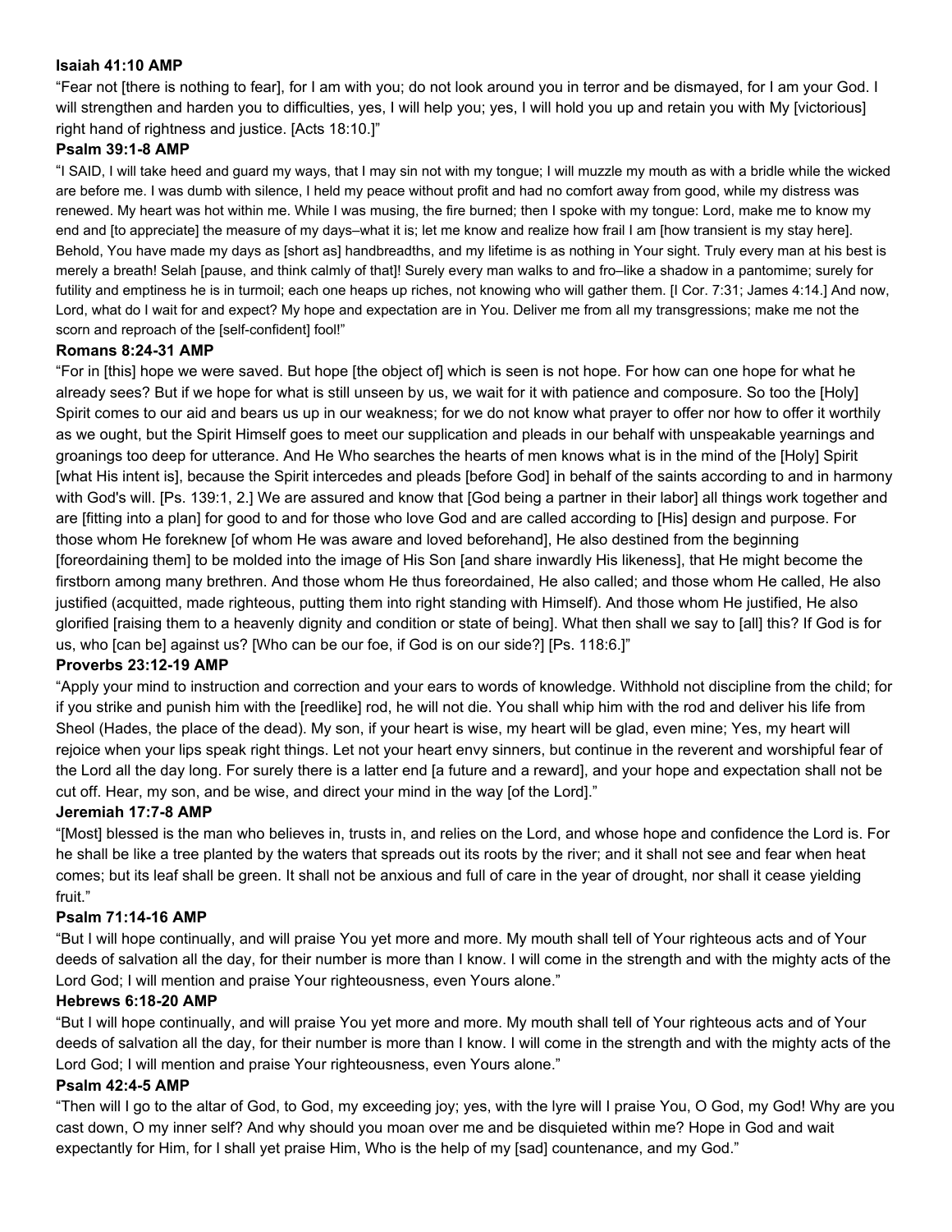**Isaiah 41:10 AMP**

“Fear not [there is nothing to fear], for I am with you; do not look around you in terror and be dismayed, for I am your God. I will strengthen and harden you to difficulties, yes, I will help you; yes, I will hold you up and retain you with My [victorious] right hand of rightness and justice. [Acts 18:10.]”

**Psalm 39:1-8 AMP**

“I SAID, I will take heed and guard my ways, that I may sin not with my tongue; I will muzzle my mouth as with a bridle while the wicked are before me. I was dumb with silence, I held my peace without profit and had no comfort away from good, while my distress was renewed. My heart was hot within me. While I was musing, the fire burned; then I spoke with my tongue: Lord, make me to know my end and [to appreciate] the measure of my days–what it is; let me know and realize how frail I am [how transient is my stay here]. Behold, You have made my days as [short as] handbreadths, and my lifetime is as nothing in Your sight. Truly every man at his best is merely a breath! Selah [pause, and think calmly of that]! Surely every man walks to and fro–like a shadow in a pantomime; surely for futility and emptiness he is in turmoil; each one heaps up riches, not knowing who will gather them. [I Cor. 7:31; James 4:14.] And now, Lord, what do I wait for and expect? My hope and expectation are in You. Deliver me from all my transgressions; make me not the scorn and reproach of the [self-confident] fool!”

**Romans 8:24-31 AMP**

“For in [this] hope we were saved. But hope [the object of] which is seen is not hope. For how can one hope for what he already sees? But if we hope for what is still unseen by us, we wait for it with patience and composure. So too the [Holy] Spirit comes to our aid and bears us up in our weakness; for we do not know what prayer to offer nor how to offer it worthily as we ought, but the Spirit Himself goes to meet our supplication and pleads in our behalf with unspeakable yearnings and groanings too deep for utterance. And He Who searches the hearts of men knows what is in the mind of the [Holy] Spirit [what His intent is], because the Spirit intercedes and pleads [before God] in behalf of the saints according to and in harmony with God's will. [Ps. 139:1, 2.] We are assured and know that [God being a partner in their labor] all things work together and are [fitting into a plan] for good to and for those who love God and are called according to [His] design and purpose. For those whom He foreknew [of whom He was aware and loved beforehand], He also destined from the beginning [foreordaining them] to be molded into the image of His Son [and share inwardly His likeness], that He might become the firstborn among many brethren. And those whom He thus foreordained, He also called; and those whom He called, He also justified (acquitted, made righteous, putting them into right standing with Himself). And those whom He justified, He also glorified [raising them to a heavenly dignity and condition or state of being]. What then shall we say to [all] this? If God is for us, who [can be] against us? [Who can be our foe, if God is on our side?] [Ps. 118:6.]”

**Proverbs 23:12-19 AMP**

“Apply your mind to instruction and correction and your ears to words of knowledge. Withhold not discipline from the child; for if you strike and punish him with the [reedlike] rod, he will not die. You shall whip him with the rod and deliver his life from Sheol (Hades, the place of the dead). My son, if your heart is wise, my heart will be glad, even mine; Yes, my heart will rejoice when your lips speak right things. Let not your heart envy sinners, but continue in the reverent and worshipful fear of the Lord all the day long. For surely there is a latter end [a future and a reward], and your hope and expectation shall not be cut off. Hear, my son, and be wise, and direct your mind in the way [of the Lord].”

**Jeremiah 17:7-8 AMP**

“[Most] blessed is the man who believes in, trusts in, and relies on the Lord, and whose hope and confidence the Lord is. For he shall be like a tree planted by the waters that spreads out its roots by the river; and it shall not see and fear when heat comes; but its leaf shall be green. It shall not be anxious and full of care in the year of drought, nor shall it cease yielding fruit.”

**Psalm 71:14-16 AMP**

“But I will hope continually, and will praise You yet more and more. My mouth shall tell of Your righteous acts and of Your deeds of salvation all the day, for their number is more than I know. I will come in the strength and with the mighty acts of the Lord God; I will mention and praise Your righteousness, even Yours alone.”

**Hebrews 6:18-20 AMP**

“But I will hope continually, and will praise You yet more and more. My mouth shall tell of Your righteous acts and of Your deeds of salvation all the day, for their number is more than I know. I will come in the strength and with the mighty acts of the Lord God; I will mention and praise Your righteousness, even Yours alone.”

**Psalm 42:4-5 AMP**

“Then will I go to the altar of God, to God, my exceeding joy; yes, with the lyre will I praise You, O God, my God! Why are you cast down, O my inner self? And why should you moan over me and be disquieted within me? Hope in God and wait expectantly for Him, for I shall yet praise Him, Who is the help of my [sad] countenance, and my God.”